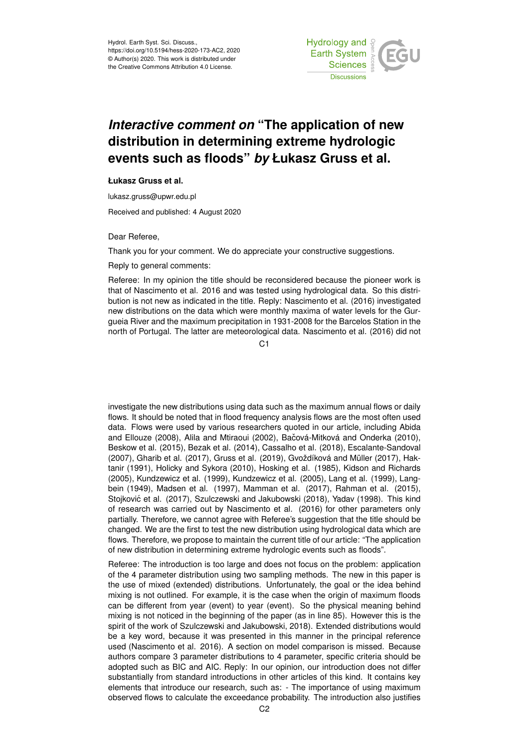# *Interactive comment on* "The application of new distribution in determining extreme hydrologic events such as floods" *by* Łukasz Gruss et al.

**Łukasz Gruss et al.**

lukasz.gruss@upwr.edu.pl

Received and published: 4 August 2020

Dear Referee,

Thank you for your comment. We do appreciate your constructive suggestions.

Reply to general comments:

Referee: In my opinion the title should be reconsidered because the pioneer work is that of Nascimento et al. 2016 and was tested using hydrological data. So this distribution is not new as indicated in the title. Reply: Nascimento et al. (2016) investigated new distributions on the data which were monthly maxima of water levels for the Gurgueia River and the maximum precipitation in 1931-2008 for the Barcelos Station in the north of Portugal. The latter are meteorological data. Nascimento et al. (2016) did not investigate the new distributions using data such as the maximum annual flows or daily flows. It should be noted that in flood frequency analysis flows are the most often used data. Flows were used by various researchers quoted in our article, including Abida and Ellouze (2008), Alila and Mtiraoui (2002), Bačová-Mitková and Onderka (2010), Beskow et al. (2015), Bezak et al. (2014), Cassalho et al. (2018), Escalante-Sandoval (2007), Gharib et al. (2017), Gruss et al. (2019), Gvoždíková and Müller (2017), Haktanir (1991), Holicky and Sykora (2010), Hosking et al. (1985), Kidson and Richards (2005), Kundzewicz et al. (1999), Kundzewicz et al. (2005), Lang et al. (1999), Langbein (1949), Madsen et al. (1997), Mamman et al. (2017), Rahman et al. (2015), Stojković et al. (2017), Szulczewski and Jakubowski (2018), Yadav (1998). This kind of research was carried out by Nascimento et al. (2016) for other parameters only partially. Therefore, we cannot agree with Referee's suggestion that the title should be changed. We are the first to test the new distribution using hydrological data which are flows. Therefore, we propose to maintain the current title of our article: "The application of new distribution in determining extreme hydrologic events such as floods".

Referee: The introduction is too large and does not focus on the problem: application of the 4 parameter distribution using two sampling methods. The new in this paper is the use of mixed (extended) distributions. Unfortunately, the goal or the idea behind mixing is not outlined. For example, it is the case when the origin of maximum floods can be different from year (event) to year (event). So the physical meaning behind mixing is not noticed in the beginning of the paper (as in line 85). However this is the spirit of the work of Szulczewski and Jakubowski, 2018). Extended distributions would be a key word, because it was presented in this manner in the principal reference used (Nascimento et al. 2016). A section on model comparison is missed. Because authors compare 3 parameter distributions to 4 parameter, specific criteria should be adopted such as BIC and AIC. Reply: In our opinion, our introduction does not differ substantially from standard introductions in other articles of this kind. It contains key elements that introduce our research, such as: - The importance of using maximum observed flows to calculate the exceedance probability. The introduction also justifies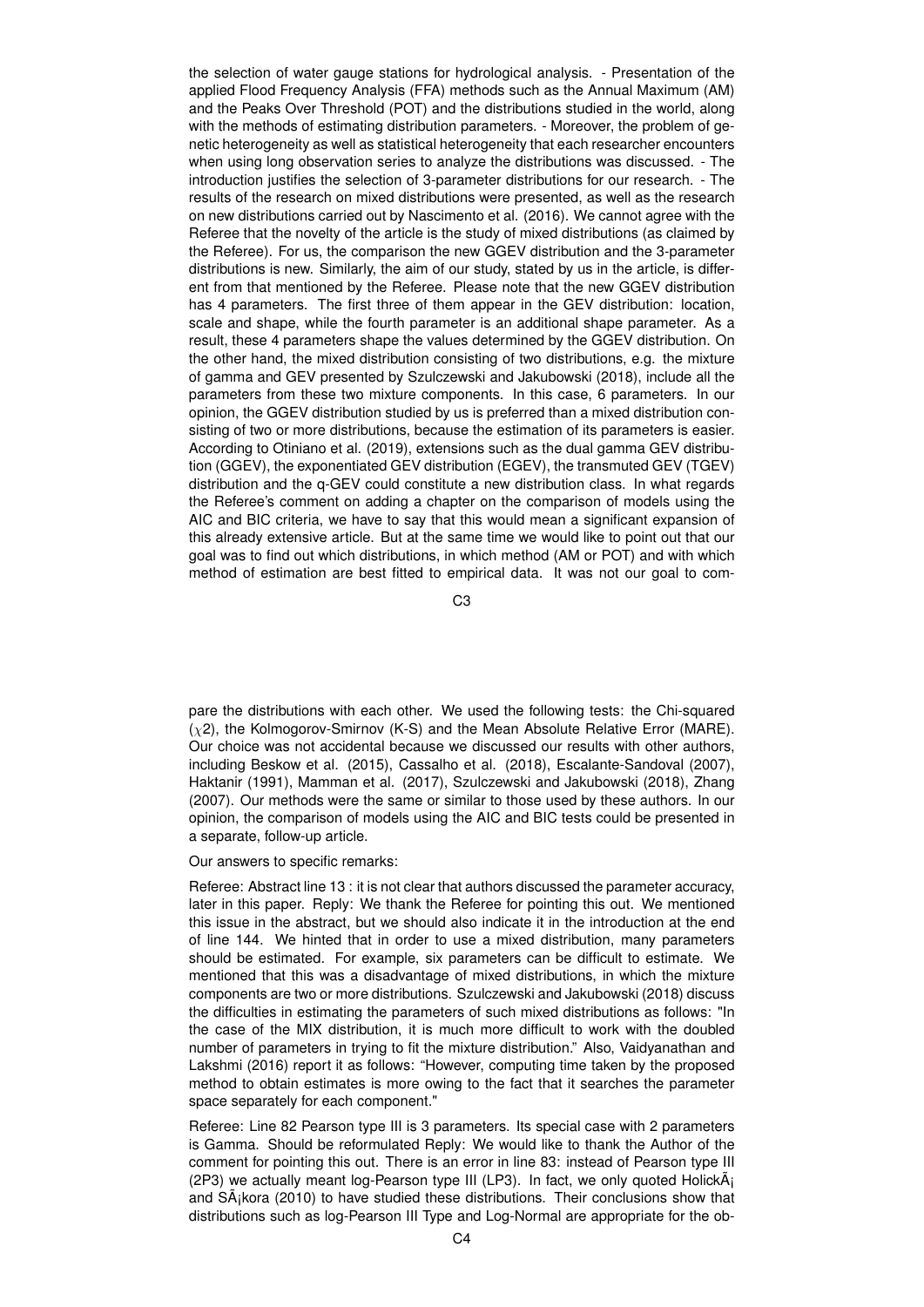the selection of water gauge stations for hydrological analysis. - Presentation of the applied Flood Frequency Analysis (FFA) methods such as the Annual Maximum (AM) and the Peaks Over Threshold (POT) and the distributions studied in the world, along with the methods of estimating distribution parameters. - Moreover, the problem of genetic heterogeneity as well as statistical heterogeneity that each researcher encounters when using long observation series to analyze the distributions was discussed. - The introduction justifies the selection of 3-parameter distributions for our research. - The results of the research on mixed distributions were presented, as well as the research on new distributions carried out by Nascimento et al. (2016). We cannot agree with the Referee that the novelty of the article is the study of mixed distributions (as claimed by the Referee). For us, the comparison the new GGEV distribution and the 3-parameter distributions is new. Similarly, the aim of our study, stated by us in the article, is different from that mentioned by the Referee. Please note that the new GGEV distribution has 4 parameters. The first three of them appear in the GEV distribution: location, scale and shape, while the fourth parameter is an additional shape parameter. As a result, these 4 parameters shape the values determined by the GGEV distribution. On the other hand, the mixed distribution consisting of two distributions, e.g. the mixture of gamma and GEV presented by Szulczewski and Jakubowski (2018), include all the parameters from these two mixture components. In this case, 6 parameters. In our opinion, the GGEV distribution studied by us is preferred than a mixed distribution consisting of two or more distributions, because the estimation of its parameters is easier. According to Otiniano et al. (2019), extensions such as the dual gamma GEV distribution (GGEV), the exponentiated GEV distribution (EGEV), the transmuted GEV (TGEV) distribution and the q-GEV could constitute a new distribution class. In what regards the Referee's comment on adding a chapter on the comparison of models using the AIC and BIC criteria, we have to say that this would mean a significant expansion of this already extensive article. But at the same time we would like to point out that our goal was to find out which distributions, in which method (AM or POT) and with which method of estimation are best fitted to empirical data. It was not our goal to compare the distributions with each other. We used the following tests: the Chi-squared ($\chi 2$), the Kolmogorov-Smirnov (K-S) and the Mean Absolute Relative Error (MARE). Our choice was not accidental because we discussed our results with other authors, including Beskow et al. (2015), Cassalho et al. (2018), Escalante-Sandoval (2007), Haktanir (1991), Mamman et al. (2017), Szulczewski and Jakubowski (2018), Zhang (2007). Our methods were the same or similar to those used by these authors. In our opinion, the comparison of models using the AIC and BIC tests could be presented in a separate, follow-up article.

Our answers to specific remarks:

Referee: Abstract line 13 : it is not clear that authors discussed the parameter accuracy, later in this paper. Reply: We thank the Referee for pointing this out. We mentioned this issue in the abstract, but we should also indicate it in the introduction at the end of line 144. We hinted that in order to use a mixed distribution, many parameters should be estimated. For example, six parameters can be difficult to estimate. We mentioned that this was a disadvantage of mixed distributions, in which the mixture components are two or more distributions. Szulczewski and Jakubowski (2018) discuss the difficulties in estimating the parameters of such mixed distributions as follows: "In the case of the MIX distribution, it is much more difficult to work with the doubled number of parameters in trying to fit the mixture distribution." Also, Vaidyanathan and Lakshmi (2016) report it as follows: "However, computing time taken by the proposed method to obtain estimates is more owing to the fact that it searches the parameter space separately for each component."

Referee: Line 82 Pearson type III is 3 parameters. Its special case with 2 parameters is Gamma. Should be reformulated Reply: We would like to thank the Author of the comment for pointing this out. There is an error in line 83: instead of Pearson type III (2P3) we actually meant log-Pearson type III (LP3). In fact, we only quoted HolickÃ¡ and SÃ¡kora (2010) to have studied these distributions. Their conclusions show that distributions such as log-Pearson III Type and Log-Normal are appropriate for the ob-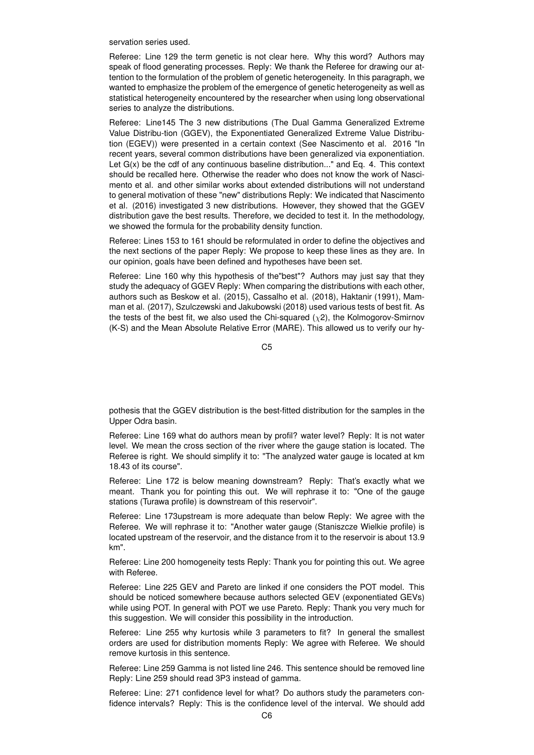servation series used.

Referee: Line 129 the term genetic is not clear here. Why this word? Authors may speak of flood generating processes. Reply: We thank the Referee for drawing our attention to the formulation of the problem of genetic heterogeneity. In this paragraph, we wanted to emphasize the problem of the emergence of genetic heterogeneity as well as statistical heterogeneity encountered by the researcher when using long observational series to analyze the distributions.

Referee: Line145 The 3 new distributions (The Dual Gamma Generalized Extreme Value Distribu-tion (GGEV), the Exponentiated Generalized Extreme Value Distribution (EGEV)) were presented in a certain context (See Nascimento et al. 2016 "In recent years, several common distributions have been generalized via exponentiation. Let G(x) be the cdf of any continuous baseline distribution..." and Eq. 4. This context should be recalled here. Otherwise the reader who does not know the work of Nascimento et al. and other similar works about extended distributions will not understand to general motivation of these "new" distributions Reply: We indicated that Nascimento et al. (2016) investigated 3 new distributions. However, they showed that the GGEV distribution gave the best results. Therefore, we decided to test it. In the methodology, we showed the formula for the probability density function.

Referee: Lines 153 to 161 should be reformulated in order to define the objectives and the next sections of the paper Reply: We propose to keep these lines as they are. In our opinion, goals have been defined and hypotheses have been set.

Referee: Line 160 why this hypothesis of the"best"? Authors may just say that they study the adequacy of GGEV Reply: When comparing the distributions with each other, authors such as Beskow et al. (2015), Cassalho et al. (2018), Haktanir (1991), Mamman et al. (2017), Szulczewski and Jakubowski (2018) used various tests of best fit. As the tests of the best fit, we also used the Chi-squared ($\chi 2$), the Kolmogorov-Smirnov (K-S) and the Mean Absolute Relative Error (MARE). This allowed us to verify our hypothesis that the GGEV distribution is the best-fitted distribution for the samples in the Upper Odra basin.

Referee: Line 169 what do authors mean by profil? water level? Reply: It is not water level. We mean the cross section of the river where the gauge station is located. The Referee is right. We should simplify it to: "The analyzed water gauge is located at km 18.43 of its course".

Referee: Line 172 is below meaning downstream? Reply: That's exactly what we meant. Thank you for pointing this out. We will rephrase it to: "One of the gauge stations (Turawa profile) is downstream of this reservoir".

Referee: Line 173upstream is more adequate than below Reply: We agree with the Referee. We will rephrase it to: "Another water gauge (Staniszcze Wielkie profile) is located upstream of the reservoir, and the distance from it to the reservoir is about 13.9 km".

Referee: Line 200 homogeneity tests Reply: Thank you for pointing this out. We agree with Referee.

Referee: Line 225 GEV and Pareto are linked if one considers the POT model. This should be noticed somewhere because authors selected GEV (exponentiated GEVs) while using POT. In general with POT we use Pareto. Reply: Thank you very much for this suggestion. We will consider this possibility in the introduction.

Referee: Line 255 why kurtosis while 3 parameters to fit? In general the smallest orders are used for distribution moments Reply: We agree with Referee. We should remove kurtosis in this sentence.

Referee: Line 259 Gamma is not listed line 246. This sentence should be removed line Reply: Line 259 should read 3P3 instead of gamma.

Referee: Line: 271 confidence level for what? Do authors study the parameters confidence intervals? Reply: This is the confidence level of the interval. We should add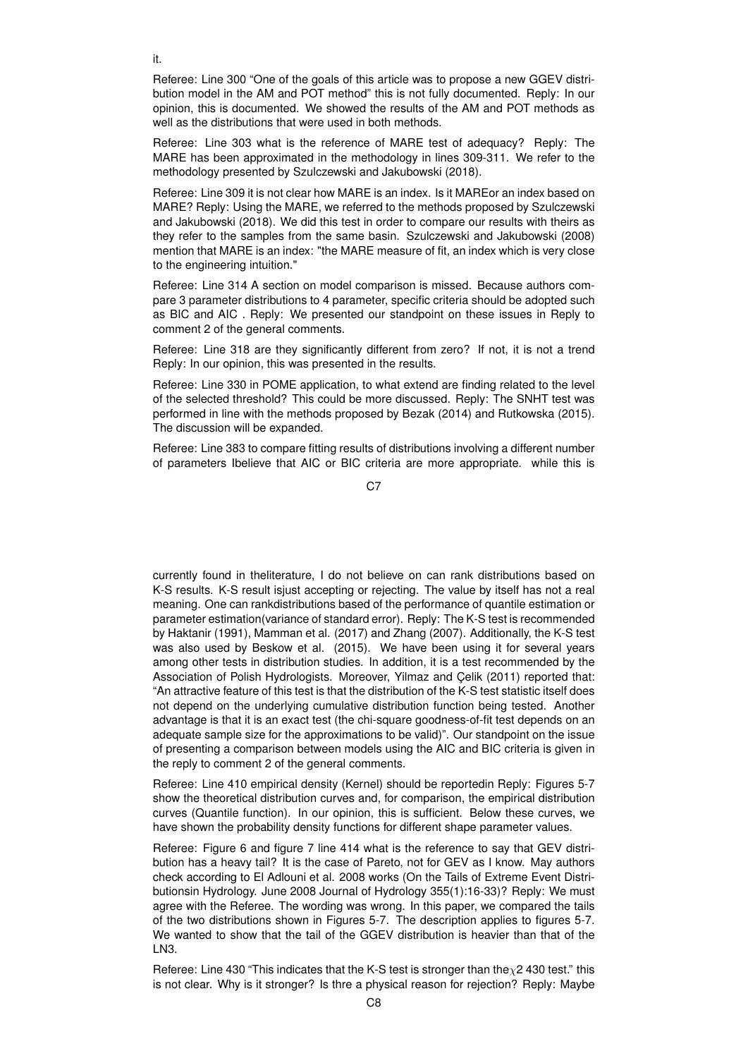it.

Referee: Line 300 “One of the goals of this article was to propose a new GGEV distribution model in the AM and POT method” this is not fully documented. Reply: In our opinion, this is documented. We showed the results of the AM and POT methods as well as the distributions that were used in both methods.

Referee: Line 303 what is the reference of MARE test of adequacy? Reply: The MARE has been approximated in the methodology in lines 309-311. We refer to the methodology presented by Szulczewski and Jakubowski (2018).

Referee: Line 309 it is not clear how MARE is an index. Is it MAREor an index based on MARE? Reply: Using the MARE, we referred to the methods proposed by Szulczewski and Jakubowski (2018). We did this test in order to compare our results with theirs as they refer to the samples from the same basin. Szulczewski and Jakubowski (2008) mention that MARE is an index: "the MARE measure of fit, an index which is very close to the engineering intuition."

Referee: Line 314 A section on model comparison is missed. Because authors compare 3 parameter distributions to 4 parameter, specific criteria should be adopted such as BIC and AIC . Reply: We presented our standpoint on these issues in Reply to comment 2 of the general comments.

Referee: Line 318 are they significantly different from zero? If not, it is not a trend Reply: In our opinion, this was presented in the results.

Referee: Line 330 in POME application, to what extend are finding related to the level of the selected threshold? This could be more discussed. Reply: The SNHT test was performed in line with the methods proposed by Bezak (2014) and Rutkowska (2015). The discussion will be expanded.

Referee: Line 383 to compare fitting results of distributions involving a different number of parameters Ibelieve that AIC or BIC criteria are more appropriate. while this is currently found in theliterature, I do not believe on can rank distributions based on K-S results. K-S result isjust accepting or rejecting. The value by itself has not a real meaning. One can rankdistributions based of the performance of quantile estimation or parameter estimation(variance of standard error). Reply: The K-S test is recommended by Haktanir (1991), Mamman et al. (2017) and Zhang (2007). Additionally, the K-S test was also used by Beskow et al. (2015). We have been using it for several years among other tests in distribution studies. In addition, it is a test recommended by the Association of Polish Hydrologists. Moreover, Yilmaz and Çelik (2011) reported that: “An attractive feature of this test is that the distribution of the K-S test statistic itself does not depend on the underlying cumulative distribution function being tested. Another advantage is that it is an exact test (the chi-square goodness-of-fit test depends on an adequate sample size for the approximations to be valid)”. Our standpoint on the issue of presenting a comparison between models using the AIC and BIC criteria is given in the reply to comment 2 of the general comments.

Referee: Line 410 empirical density (Kernel) should be reportedin Reply: Figures 5-7 show the theoretical distribution curves and, for comparison, the empirical distribution curves (Quantile function). In our opinion, this is sufficient. Below these curves, we have shown the probability density functions for different shape parameter values.

Referee: Figure 6 and figure 7 line 414 what is the reference to say that GEV distribution has a heavy tail? It is the case of Pareto, not for GEV as I know. May authors check according to El Adlouni et al. 2008 works (On the Tails of Extreme Event Distributionsin Hydrology. June 2008 Journal of Hydrology 355(1):16-33)? Reply: We must agree with the Referee. The wording was wrong. In this paper, we compared the tails of the two distributions shown in Figures 5-7. The description applies to figures 5-7. We wanted to show that the tail of the GGEV distribution is heavier than that of the LN3.

Referee: Line 430 “This indicates that the K-S test is stronger than the $\chi2$ 430 test.” this is not clear. Why is it stronger? Is thre a physical reason for rejection? Reply: Maybe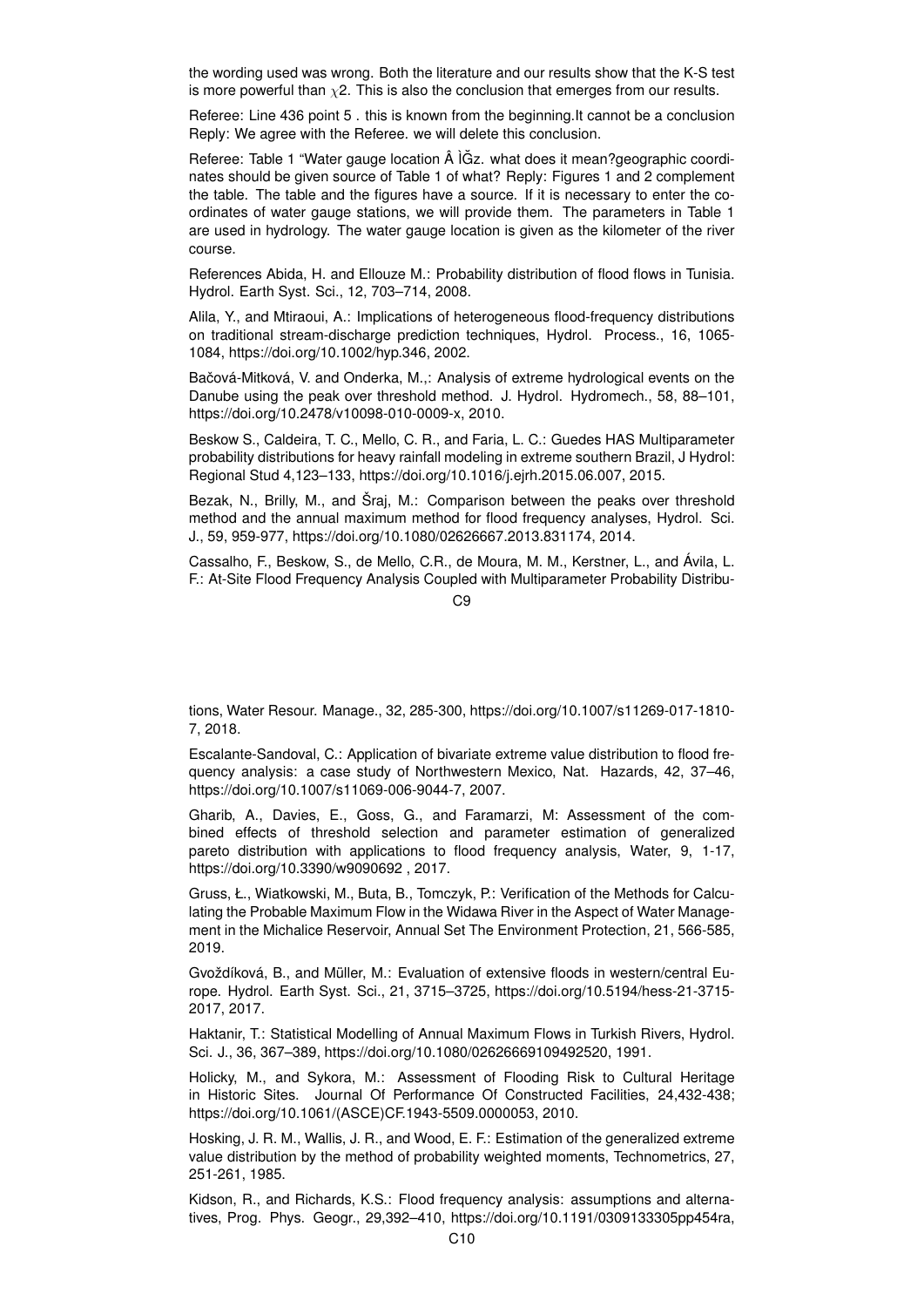the wording used was wrong. Both the literature and our results show that the K-S test is more powerful than $\chi 2$. This is also the conclusion that emerges from our results.

Referee: Line 436 point 5 . this is known from the beginning.It cannot be a conclusion Reply: We agree with the Referee. we will delete this conclusion.

Referee: Table 1 "Water gauge location Â ÌĞz. what does it mean?geographic coordinates should be given source of Table 1 of what? Reply: Figures 1 and 2 complement the table. The table and the figures have a source. If it is necessary to enter the coordinates of water gauge stations, we will provide them. The parameters in Table 1 are used in hydrology. The water gauge location is given as the kilometer of the river course.

References Abida, H. and Ellouze M.: Probability distribution of flood flows in Tunisia. Hydrol. Earth Syst. Sci., 12, 703–714, 2008.

Alila, Y., and Mtiraoui, A.: Implications of heterogeneous flood-frequency distributions on traditional stream-discharge prediction techniques, Hydrol. Process., 16, 1065-1084, https://doi.org/10.1002/hyp.346, 2002.

Bačová-Mitková, V. and Onderka, M.,: Analysis of extreme hydrological events on the Danube using the peak over threshold method. J. Hydrol. Hydromech., 58, 88–101, https://doi.org/10.2478/v10098-010-0009-x, 2010.

Beskow S., Caldeira, T. C., Mello, C. R., and Faria, L. C.: Guedes HAS Multiparameter probability distributions for heavy rainfall modeling in extreme southern Brazil, J Hydrol: Regional Stud 4,123–133, https://doi.org/10.1016/j.ejrh.2015.06.007, 2015.

Bezak, N., Brilly, M., and Šraj, M.: Comparison between the peaks over threshold method and the annual maximum method for flood frequency analyses, Hydrol. Sci. J., 59, 959-977, https://doi.org/10.1080/02626667.2013.831174, 2014.

Cassalho, F., Beskow, S., de Mello, C.R., de Moura, M. M., Kerstner, L., and Ávila, L. F.: At-Site Flood Frequency Analysis Coupled with Multiparameter Probability Distributions, Water Resour. Manage., 32, 285-300, https://doi.org/10.1007/s11269-017-1810-7, 2018.

Escalante-Sandoval, C.: Application of bivariate extreme value distribution to flood frequency analysis: a case study of Northwestern Mexico, Nat. Hazards, 42, 37–46, https://doi.org/10.1007/s11069-006-9044-7, 2007.

Gharib, A., Davies, E., Goss, G., and Faramarzi, M: Assessment of the combined effects of threshold selection and parameter estimation of generalized pareto distribution with applications to flood frequency analysis, Water, 9, 1-17, https://doi.org/10.3390/w9090692 , 2017.

Gruss, Ł., Wiatkowski, M., Buta, B., Tomczyk, P.: Verification of the Methods for Calculating the Probable Maximum Flow in the Widawa River in the Aspect of Water Management in the Michalice Reservoir, Annual Set The Environment Protection, 21, 566-585, 2019.

Gvoždíková, B., and Müller, M.: Evaluation of extensive floods in western/central Europe. Hydrol. Earth Syst. Sci., 21, 3715–3725, https://doi.org/10.5194/hess-21-3715-2017, 2017.

Haktanir, T.: Statistical Modelling of Annual Maximum Flows in Turkish Rivers, Hydrol. Sci. J., 36, 367–389, https://doi.org/10.1080/02626669109492520, 1991.

Holicky, M., and Sykora, M.: Assessment of Flooding Risk to Cultural Heritage in Historic Sites. Journal Of Performance Of Constructed Facilities, 24,432-438; https://doi.org/10.1061/(ASCE)CF.1943-5509.0000053, 2010.

Hosking, J. R. M., Wallis, J. R., and Wood, E. F.: Estimation of the generalized extreme value distribution by the method of probability weighted moments, Technometrics, 27, 251-261, 1985.

Kidson, R., and Richards, K.S.: Flood frequency analysis: assumptions and alternatives, Prog. Phys. Geogr., 29,392–410, https://doi.org/10.1191/0309133305pp454ra,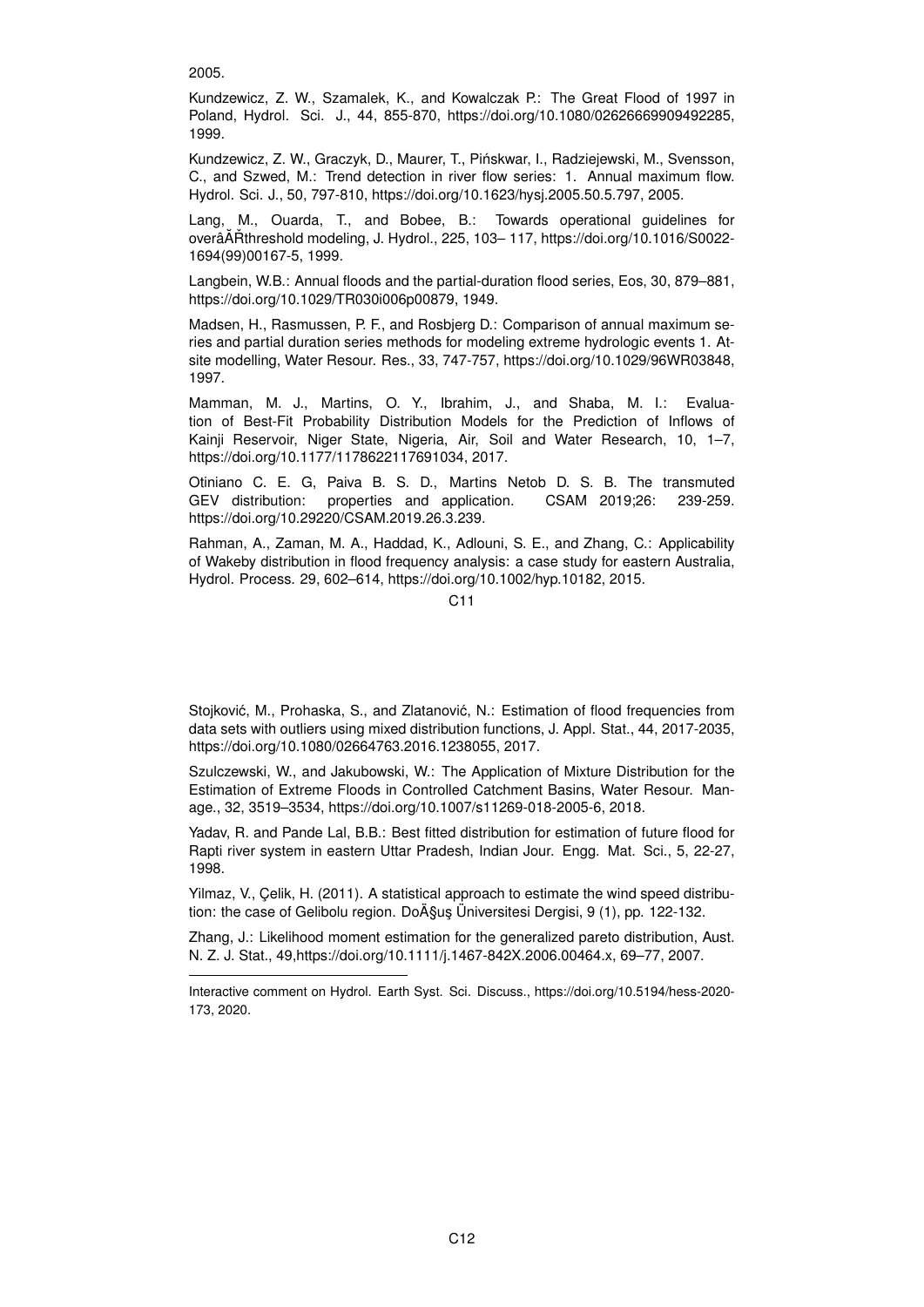2005.

Kundzewicz, Z. W., Szamalek, K., and Kowalczak P.: The Great Flood of 1997 in Poland, Hydrol. Sci. J., 44, 855-870, https://doi.org/10.1080/02626669909492285, 1999.

Kundzewicz, Z. W., Graczyk, D., Maurer, T., Pińskwar, I., Radziejewski, M., Svensson, C., and Szwed, M.: Trend detection in river flow series: 1. Annual maximum flow. Hydrol. Sci. J., 50, 797-810, https://doi.org/10.1623/hysj.2005.50.5.797, 2005.

Lang, M., Ouarda, T., and Bobee, B.: Towards operational guidelines for overâĂŘthreshold modeling, J. Hydrol., 225, 103– 117, https://doi.org/10.1016/S0022-1694(99)00167-5, 1999.

Langbein, W.B.: Annual floods and the partial-duration flood series, Eos, 30, 879–881, https://doi.org/10.1029/TR030i006p00879, 1949.

Madsen, H., Rasmussen, P. F., and Rosbjerg D.: Comparison of annual maximum series and partial duration series methods for modeling extreme hydrologic events 1. At-site modelling, Water Resour. Res., 33, 747-757, https://doi.org/10.1029/96WR03848, 1997.

Mamman, M. J., Martins, O. Y., Ibrahim, J., and Shaba, M. I.: Evaluation of Best-Fit Probability Distribution Models for the Prediction of Inflows of Kainji Reservoir, Niger State, Nigeria, Air, Soil and Water Research, 10, 1–7, https://doi.org/10.1177/1178622117691034, 2017.

Otiniano C. E. G, Paiva B. S. D., Martins Netob D. S. B. The transmuted GEV distribution: properties and application. CSAM 2019;26: 239-259. https://doi.org/10.29220/CSAM.2019.26.3.239.

Rahman, A., Zaman, M. A., Haddad, K., Adlouni, S. E., and Zhang, C.: Applicability of Wakeby distribution in flood frequency analysis: a case study for eastern Australia, Hydrol. Process. 29, 602–614, https://doi.org/10.1002/hyp.10182, 2015.

Stojković, M., Prohaska, S., and Zlatanović, N.: Estimation of flood frequencies from data sets with outliers using mixed distribution functions, J. Appl. Stat., 44, 2017-2035, https://doi.org/10.1080/02664763.2016.1238055, 2017.

Szulczewski, W., and Jakubowski, W.: The Application of Mixture Distribution for the Estimation of Extreme Floods in Controlled Catchment Basins, Water Resour. Manage., 32, 3519–3534, https://doi.org/10.1007/s11269-018-2005-6, 2018.

Yadav, R. and Pande Lal, B.B.: Best fitted distribution for estimation of future flood for Rapti river system in eastern Uttar Pradesh, Indian Jour. Engg. Mat. Sci., 5, 22-27, 1998.

Yilmaz, V., Çelik, H. (2011). A statistical approach to estimate the wind speed distribution: the case of Gelibolu region. DoÃ§uş Üniversitesi Dergisi, 9 (1), pp. 122-132.

Zhang, J.: Likelihood moment estimation for the generalized pareto distribution, Aust. N. Z. J. Stat., 49,https://doi.org/10.1111/j.1467-842X.2006.00464.x, 69–77, 2007.

---

Interactive comment on Hydrol. Earth Syst. Sci. Discuss., https://doi.org/10.5194/hess-2020-173, 2020.